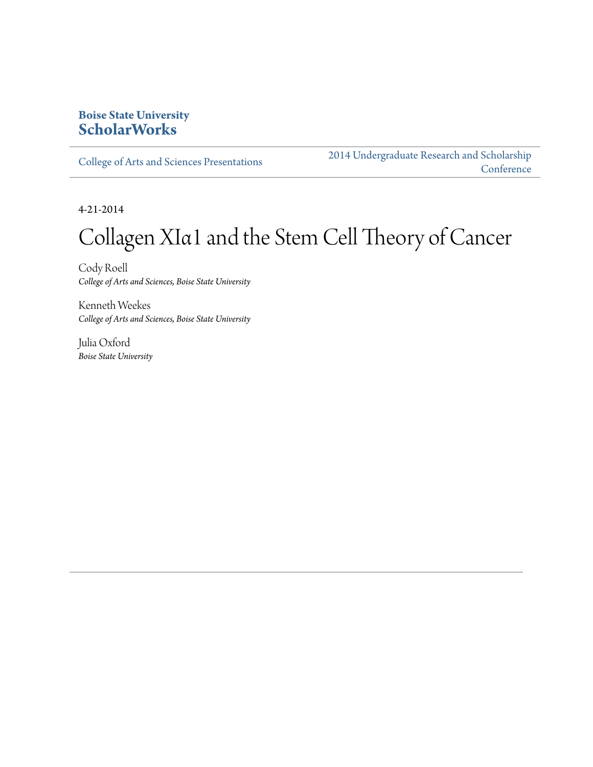**Boise State University**
**ScholarWorks**

College of Arts and Sciences Presentations

2014 Undergraduate Research and Scholarship Conference

4-21-2014

# Collagen XIα1 and the Stem Cell Theory of Cancer

Cody Roell
*College of Arts and Sciences, Boise State University*

Kenneth Weekes
*College of Arts and Sciences, Boise State University*

Julia Oxford
*Boise State University*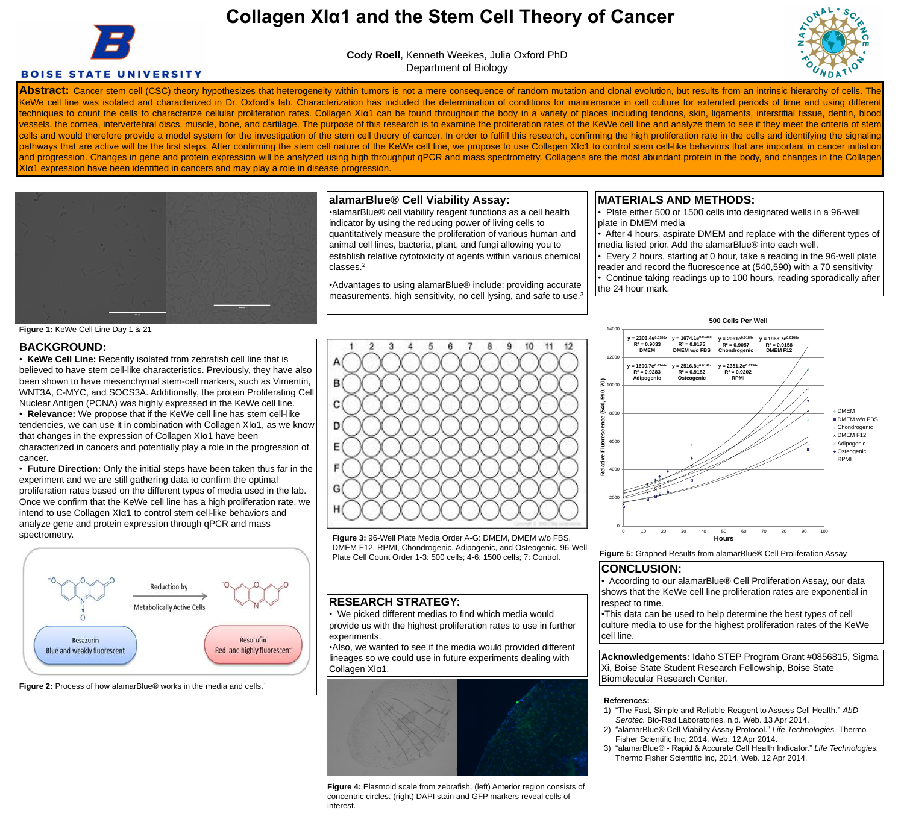# Collagen XIα1 and the Stem Cell Theory of Cancer

**Cody Roell**, Kenneth Weekes, Julia Oxford PhD
Department of Biology

BOISE STATE UNIVERSITY

NATIONAL SCIENCE FOUNDATION

**Abstract:** Cancer stem cell (CSC) theory hypothesizes that heterogeneity within tumors is not a mere consequence of random mutation and clonal evolution, but results from an intrinsic hierarchy of cells. The KeWe cell line was isolated and characterized in Dr. Oxford's lab. Characterization has included the determination of conditions for maintenance in cell culture for extended periods of time and using different techniques to count the cells to characterize cellular proliferation rates. Collagen XIα1 can be found throughout the body in a variety of places including tendons, skin, ligaments, interstitial tissue, dentin, blood vessels, the cornea, intervertebral discs, muscle, bone, and cartilage. The purpose of this research is to examine the proliferation rates of the KeWe cell line and analyze them to see if they meet the criteria of stem cells and would therefore provide a model system for the investigation of the stem cell theory of cancer. In order to fulfill this research, confirming the high proliferation rate in the cells and identifying the signaling pathways that are active will be the first steps. After confirming the stem cell nature of the KeWe cell line, we propose to use Collagen XIα1 to control stem cell-like behaviors that are important in cancer initiation and progression. Changes in gene and protein expression will be analyzed using high throughput qPCR and mass spectrometry. Collagens are the most abundant protein in the body, and changes in the Collagen XIα1 expression have been identified in cancers and may play a role in disease progression.

**Figure 1:** KeWe Cell Line Day 1 & 21

## BACKGROUND:

- **KeWe Cell Line:** Recently isolated from zebrafish cell line that is believed to have stem cell-like characteristics. Previously, they have also been shown to have mesenchymal stem-cell markers, such as Vimentin, WNT3A, C-MYC, and SOCS3A. Additionally, the protein Proliferating Cell Nuclear Antigen (PCNA) was highly expressed in the KeWe cell line.
- **Relevance:** We propose that if the KeWe cell line has stem cell-like tendencies, we can use it in combination with Collagen XIα1, as we know that changes in the expression of Collagen XIα1 have been characterized in cancers and potentially play a role in the progression of cancer.
- **Future Direction:** Only the initial steps have been taken thus far in the experiment and we are still gathering data to confirm the optimal proliferation rates based on the different types of media used in the lab. Once we confirm that the KeWe cell line has a high proliferation rate, we intend to use Collagen XIα1 to control stem cell-like behaviors and analyze gene and protein expression through qPCR and mass spectrometry.

Reduction by
Metabolically Active Cells
Resazurin
Blue and weakly fluorescent
Resorufin
Red and highly fluorescent

**Figure 2:** Process of how alamarBlue® works in the media and cells.[1]

## alamarBlue® Cell Viability Assay:

- alamarBlue® cell viability reagent functions as a cell health indicator by using the reducing power of living cells to quantitatively measure the proliferation of various human and animal cell lines, bacteria, plant, and fungi allowing you to establish relative cytotoxicity of agents within various chemical classes.[2]
- Advantages to using alamarBlue® include: providing accurate measurements, high sensitivity, no cell lysing, and safe to use.[3]

**Figure 3:** 96-Well Plate Media Order A-G: DMEM, DMEM w/o FBS, DMEM F12, RPMI, Chondrogenic, Adipogenic, and Osteogenic. 96-Well Plate Cell Count Order 1-3: 500 cells; 4-6: 1500 cells; 7: Control.

## RESEARCH STRATEGY:

- We picked different medias to find which media would provide us with the highest proliferation rates to use in further experiments.
- Also, we wanted to see if the media would provided different lineages so we could use in future experiments dealing with Collagen XIα1.

**Figure 4:** Elasmoid scale from zebrafish. (left) Anterior region consists of concentric circles. (right) DAPI stain and GFP markers reveal cells of interest.

## MATERIALS AND METHODS:

- Plate either 500 or 1500 cells into designated wells in a 96-well plate in DMEM media
- After 4 hours, aspirate DMEM and replace with the different types of media listed prior. Add the alamarBlue® into each well.
- Every 2 hours, starting at 0 hour, take a reading in the 96-well plate reader and record the fluorescence at (540,590) with a 70 sensitivity
- Continue taking readings up to 100 hours, reading sporadically after the 24 hour mark.

500 Cells Per Well

$y = 2303.4e^{0.0186x}$, $R^2 = 0.9033$, DMEM
$y = 1674.1e^{0.0138x}$, $R^2 = 0.9175$, DMEM w/o FBS
$y = 2061e^{0.0184x}$, $R^2 = 0.9057$, Chondrogenic
$y = 1968.7e^{0.0168x}$, $R^2 = 0.9158$, DMEM F12
$y = 1690.7e^{0.0144x}$, $R^2 = 0.9283$, Adipogenic
$y = 2516.8e^{0.0148x}$, $R^2 = 0.9182$, Osteogenic
$y = 2351.2e^{0.0136x}$, $R^2 = 0.9202$, RPMI

Relative Fluorescence (540, 590, 70)
Hours
DMEM, DMEM w/o FBS, Chondrogenic, DMEM F12, Adipogenic, Osteogenic, RPMI

**Figure 5:** Graphed Results from alamarBlue® Cell Proliferation Assay

## CONCLUSION:

- According to our alamarBlue® Cell Proliferation Assay, our data shows that the KeWe cell line proliferation rates are exponential in respect to time.
- This data can be used to help determine the best types of cell culture media to use for the highest proliferation rates of the KeWe cell line.

**Acknowledgements:** Idaho STEP Program Grant #0856815, Sigma Xi, Boise State Student Research Fellowship, Boise State Biomolecular Research Center.

**References:**

1) "The Fast, Simple and Reliable Reagent to Assess Cell Health." *AbD Serotec.* Bio-Rad Laboratories, n.d. Web. 13 Apr 2014.
2) "alamarBlue® Cell Viability Assay Protocol." *Life Technologies.* Thermo Fisher Scientific Inc, 2014. Web. 12 Apr 2014.
3) "alamarBlue® - Rapid & Accurate Cell Health Indicator." *Life Technologies.* Thermo Fisher Scientific Inc, 2014. Web. 12 Apr 2014.